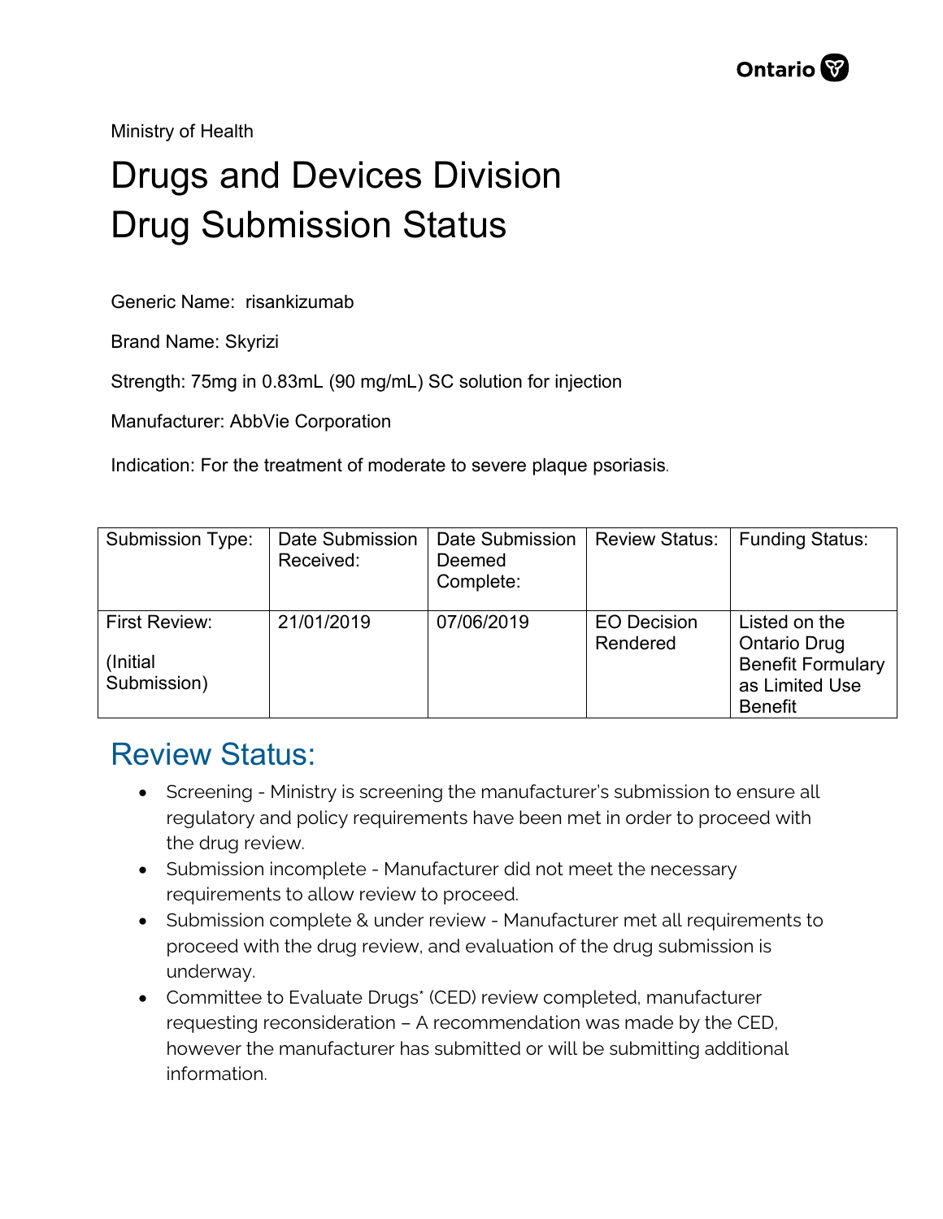Ministry of Health

# Drugs and Devices Division
# Drug Submission Status

Generic Name: risankizumab

Brand Name: Skyrizi

Strength: 75mg in 0.83mL (90 mg/mL) SC solution for injection

Manufacturer: AbbVie Corporation

Indication: For the treatment of moderate to severe plaque psoriasis.

| Submission Type: | Date Submission Received: | Date Submission Deemed Complete: | Review Status: | Funding Status: |
|---|---|---|---|---|
| First Review: (Initial Submission) | 21/01/2019 | 07/06/2019 | EO Decision Rendered | Listed on the Ontario Drug Benefit Formulary as Limited Use Benefit |

## Review Status:

- Screening - Ministry is screening the manufacturer's submission to ensure all regulatory and policy requirements have been met in order to proceed with the drug review.
- Submission incomplete - Manufacturer did not meet the necessary requirements to allow review to proceed.
- Submission complete & under review - Manufacturer met all requirements to proceed with the drug review, and evaluation of the drug submission is underway.
- Committee to Evaluate Drugs* (CED) review completed, manufacturer requesting reconsideration – A recommendation was made by the CED, however the manufacturer has submitted or will be submitting additional information.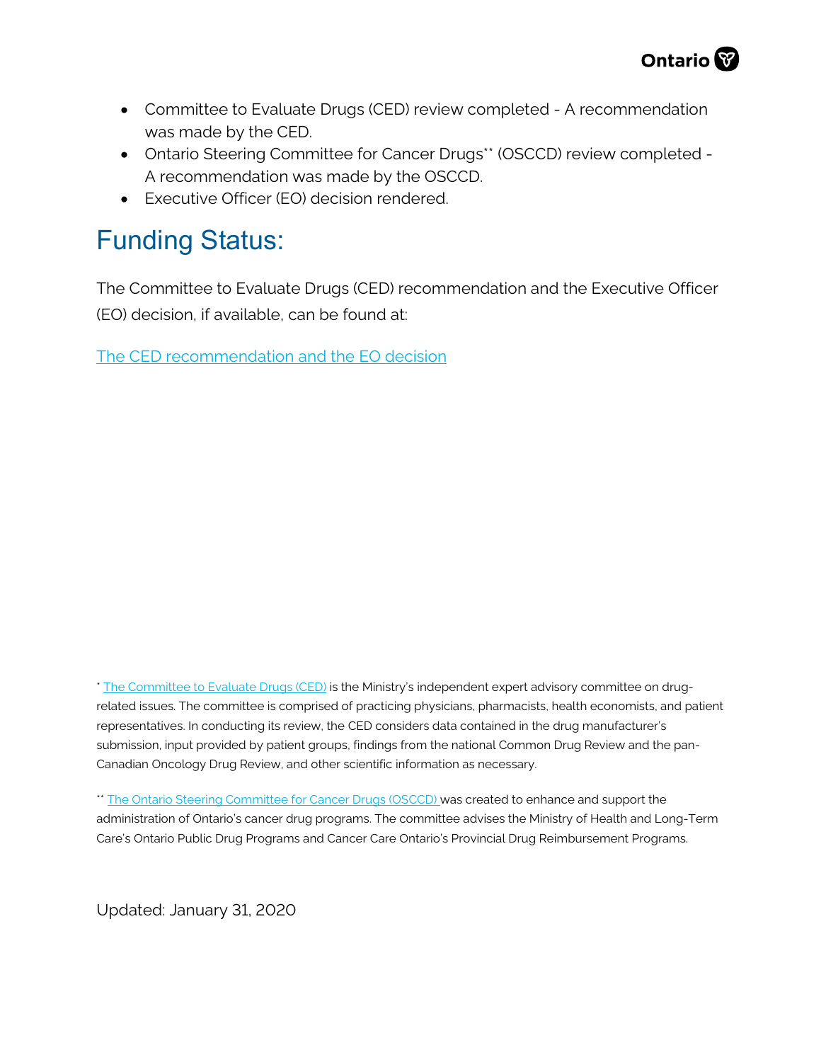- Committee to Evaluate Drugs (CED) review completed - A recommendation was made by the CED.
- Ontario Steering Committee for Cancer Drugs** (OSCCD) review completed - A recommendation was made by the OSCCD.
- Executive Officer (EO) decision rendered.

## Funding Status:

The Committee to Evaluate Drugs (CED) recommendation and the Executive Officer (EO) decision, if available, can be found at:

The CED recommendation and the EO decision

* The Committee to Evaluate Drugs (CED) is the Ministry's independent expert advisory committee on drug-related issues. The committee is comprised of practicing physicians, pharmacists, health economists, and patient representatives. In conducting its review, the CED considers data contained in the drug manufacturer's submission, input provided by patient groups, findings from the national Common Drug Review and the pan-Canadian Oncology Drug Review, and other scientific information as necessary.

** The Ontario Steering Committee for Cancer Drugs (OSCCD) was created to enhance and support the administration of Ontario's cancer drug programs. The committee advises the Ministry of Health and Long-Term Care's Ontario Public Drug Programs and Cancer Care Ontario's Provincial Drug Reimbursement Programs.

Updated: January 31, 2020